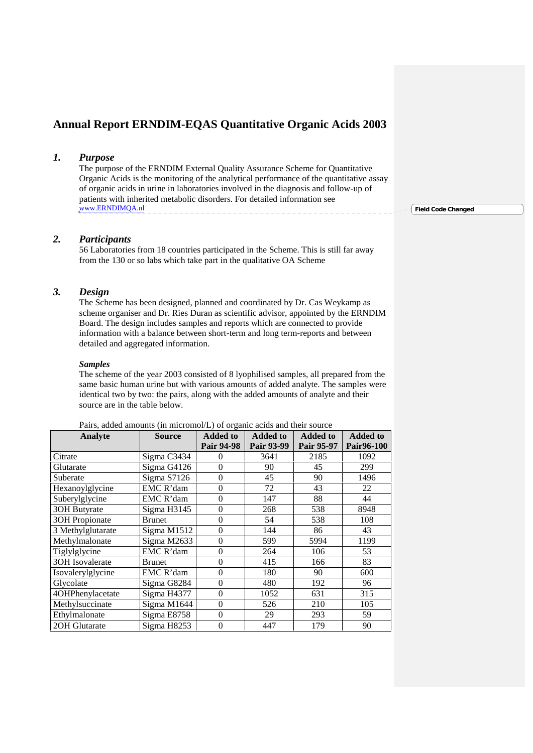# Annual Report ERNDIM-EQAS Quantitative Organic Acids 2003

## *1. Purpose*

The purpose of the ERNDIM External Quality Assurance Scheme for Quantitative Organic Acids is the monitoring of the analytical performance of the quantitative assay of organic acids in urine in laboratories involved in the diagnosis and follow-up of patients with inherited metabolic disorders. For detailed information see www.ERNDIMQA.nl

## *2. Participants*

56 Laboratories from 18 countries participated in the Scheme. This is still far away from the 130 or so labs which take part in the qualitative OA Scheme

## *3. Design*

The Scheme has been designed, planned and coordinated by Dr. Cas Weykamp as scheme organiser and Dr. Ries Duran as scientific advisor, appointed by the ERNDIM Board. The design includes samples and reports which are connected to provide information with a balance between short-term and long term-reports and between detailed and aggregated information.

***Samples***

The scheme of the year 2003 consisted of 8 lyophilised samples, all prepared from the same basic human urine but with various amounts of added analyte. The samples were identical two by two: the pairs, along with the added amounts of analyte and their source are in the table below.

Pairs, added amounts (in micromol/L) of organic acids and their source

| Analyte | Source | Added to Pair 94-98 | Added to Pair 93-99 | Added to Pair 95-97 | Added to Pair96-100 |
|---|---|---|---|---|---|
| Citrate | Sigma C3434 | 0 | 3641 | 2185 | 1092 |
| Glutarate | Sigma G4126 | 0 | 90 | 45 | 299 |
| Suberate | Sigma S7126 | 0 | 45 | 90 | 1496 |
| Hexanoylglycine | EMC R'dam | 0 | 72 | 43 | 22 |
| Suberylglycine | EMC R'dam | 0 | 147 | 88 | 44 |
| 3OH Butyrate | Sigma H3145 | 0 | 268 | 538 | 8948 |
| 3OH Propionate | Brunet | 0 | 54 | 538 | 108 |
| 3 Methylglutarate | Sigma M1512 | 0 | 144 | 86 | 43 |
| Methylmalonate | Sigma M2633 | 0 | 599 | 5994 | 1199 |
| Tiglylglycine | EMC R'dam | 0 | 264 | 106 | 53 |
| 3OH Isovalerate | Brunet | 0 | 415 | 166 | 83 |
| Isovalerylglycine | EMC R'dam | 0 | 180 | 90 | 600 |
| Glycolate | Sigma G8284 | 0 | 480 | 192 | 96 |
| 4OHPhenylacetate | Sigma H4377 | 0 | 1052 | 631 | 315 |
| Methylsuccinate | Sigma M1644 | 0 | 526 | 210 | 105 |
| Ethylmalonate | Sigma E8758 | 0 | 29 | 293 | 59 |
| 2OH Glutarate | Sigma H8253 | 0 | 447 | 179 | 90 |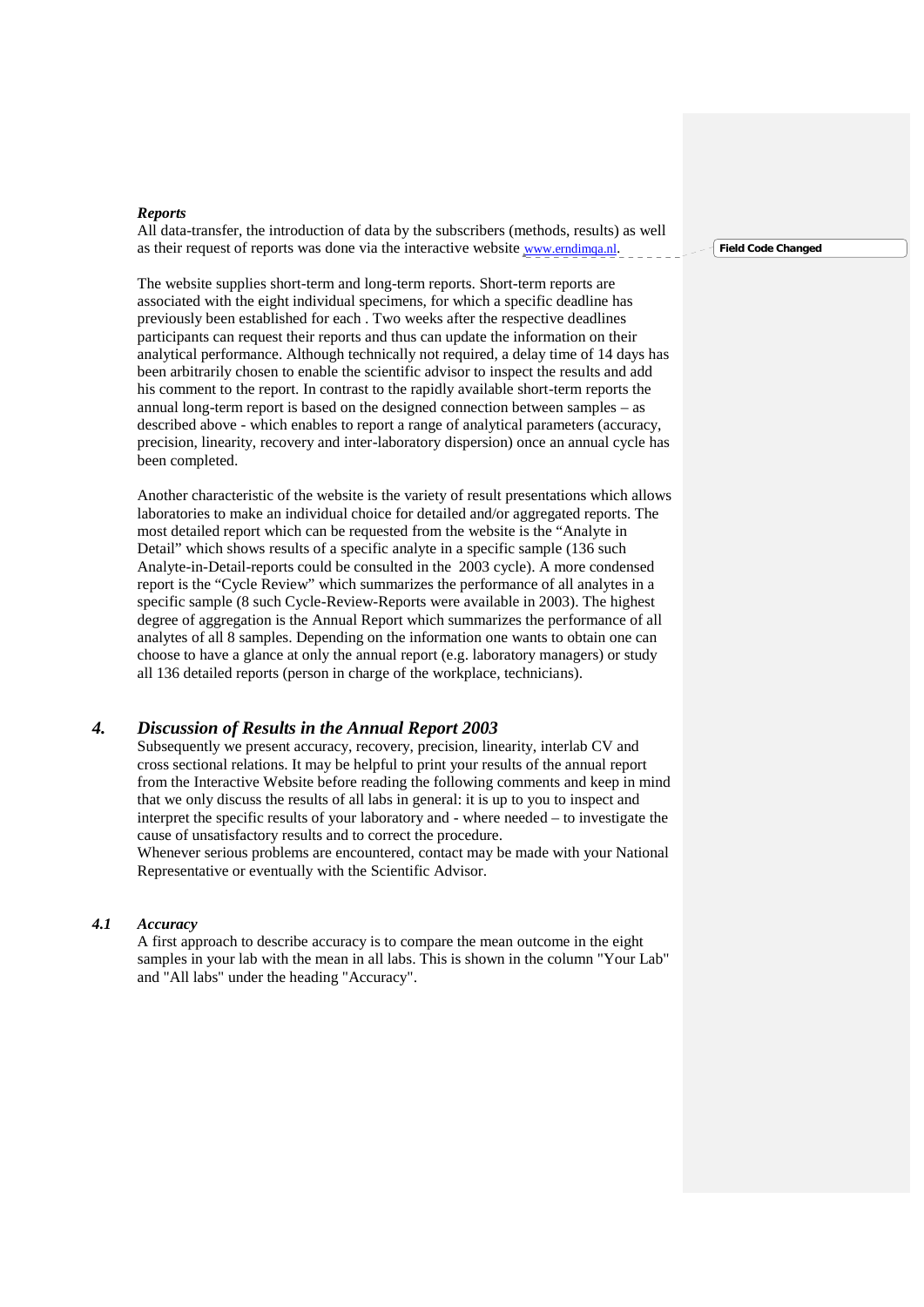***Reports***

All data-transfer, the introduction of data by the subscribers (methods, results) as well as their request of reports was done via the interactive website www.erndimqa.nl.

The website supplies short-term and long-term reports. Short-term reports are associated with the eight individual specimens, for which a specific deadline has previously been established for each . Two weeks after the respective deadlines participants can request their reports and thus can update the information on their analytical performance. Although technically not required, a delay time of 14 days has been arbitrarily chosen to enable the scientific advisor to inspect the results and add his comment to the report. In contrast to the rapidly available short-term reports the annual long-term report is based on the designed connection between samples – as described above - which enables to report a range of analytical parameters (accuracy, precision, linearity, recovery and inter-laboratory dispersion) once an annual cycle has been completed.

Another characteristic of the website is the variety of result presentations which allows laboratories to make an individual choice for detailed and/or aggregated reports. The most detailed report which can be requested from the website is the “Analyte in Detail” which shows results of a specific analyte in a specific sample (136 such Analyte-in-Detail-reports could be consulted in the 2003 cycle). A more condensed report is the “Cycle Review” which summarizes the performance of all analytes in a specific sample (8 such Cycle-Review-Reports were available in 2003). The highest degree of aggregation is the Annual Report which summarizes the performance of all analytes of all 8 samples. Depending on the information one wants to obtain one can choose to have a glance at only the annual report (e.g. laboratory managers) or study all 136 detailed reports (person in charge of the workplace, technicians).

## *4. Discussion of Results in the Annual Report 2003*

Subsequently we present accuracy, recovery, precision, linearity, interlab CV and cross sectional relations. It may be helpful to print your results of the annual report from the Interactive Website before reading the following comments and keep in mind that we only discuss the results of all labs in general: it is up to you to inspect and interpret the specific results of your laboratory and - where needed – to investigate the cause of unsatisfactory results and to correct the procedure.
Whenever serious problems are encountered, contact may be made with your National Representative or eventually with the Scientific Advisor.

### *4.1 Accuracy*

A first approach to describe accuracy is to compare the mean outcome in the eight samples in your lab with the mean in all labs. This is shown in the column "Your Lab" and "All labs" under the heading "Accuracy".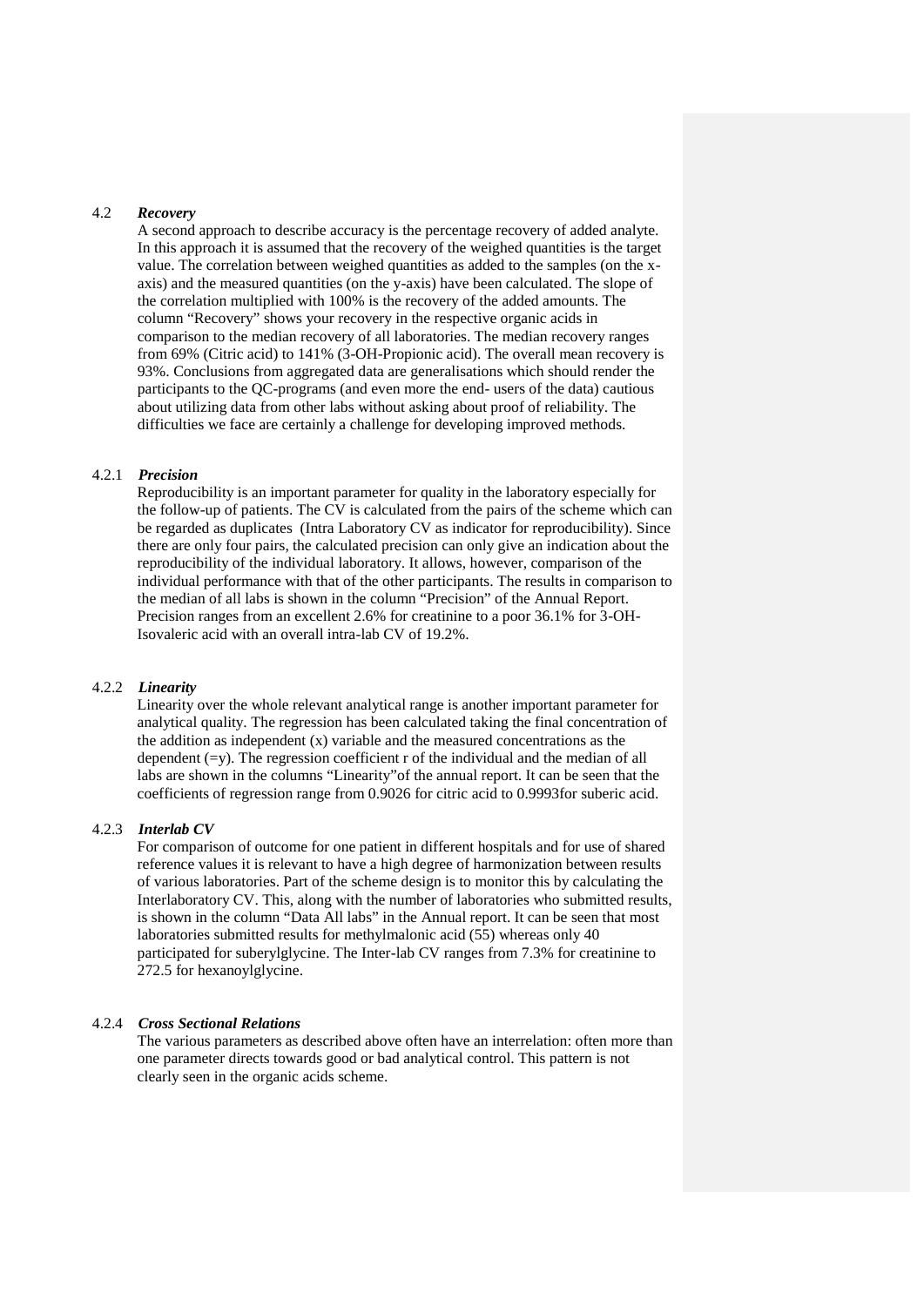## 4.2 *Recovery*

A second approach to describe accuracy is the percentage recovery of added analyte. In this approach it is assumed that the recovery of the weighed quantities is the target value. The correlation between weighed quantities as added to the samples (on the x-axis) and the measured quantities (on the y-axis) have been calculated. The slope of the correlation multiplied with 100% is the recovery of the added amounts. The column "Recovery" shows your recovery in the respective organic acids in comparison to the median recovery of all laboratories. The median recovery ranges from 69% (Citric acid) to 141% (3-OH-Propionic acid). The overall mean recovery is 93%. Conclusions from aggregated data are generalisations which should render the participants to the QC-programs (and even more the end- users of the data) cautious about utilizing data from other labs without asking about proof of reliability. The difficulties we face are certainly a challenge for developing improved methods.

### 4.2.1 *Precision*

Reproducibility is an important parameter for quality in the laboratory especially for the follow-up of patients. The CV is calculated from the pairs of the scheme which can be regarded as duplicates (Intra Laboratory CV as indicator for reproducibility). Since there are only four pairs, the calculated precision can only give an indication about the reproducibility of the individual laboratory. It allows, however, comparison of the individual performance with that of the other participants. The results in comparison to the median of all labs is shown in the column "Precision" of the Annual Report. Precision ranges from an excellent 2.6% for creatinine to a poor 36.1% for 3-OH-Isovaleric acid with an overall intra-lab CV of 19.2%.

### 4.2.2 *Linearity*

Linearity over the whole relevant analytical range is another important parameter for analytical quality. The regression has been calculated taking the final concentration of the addition as independent (x) variable and the measured concentrations as the dependent (=y). The regression coefficient r of the individual and the median of all labs are shown in the columns "Linearity"of the annual report. It can be seen that the coefficients of regression range from 0.9026 for citric acid to 0.9993for suberic acid.

### 4.2.3 *Interlab CV*

For comparison of outcome for one patient in different hospitals and for use of shared reference values it is relevant to have a high degree of harmonization between results of various laboratories. Part of the scheme design is to monitor this by calculating the Interlaboratory CV. This, along with the number of laboratories who submitted results, is shown in the column "Data All labs" in the Annual report. It can be seen that most laboratories submitted results for methylmalonic acid (55) whereas only 40 participated for suberylglycine. The Inter-lab CV ranges from 7.3% for creatinine to 272.5 for hexanoylglycine.

### 4.2.4 *Cross Sectional Relations*

The various parameters as described above often have an interrelation: often more than one parameter directs towards good or bad analytical control. This pattern is not clearly seen in the organic acids scheme.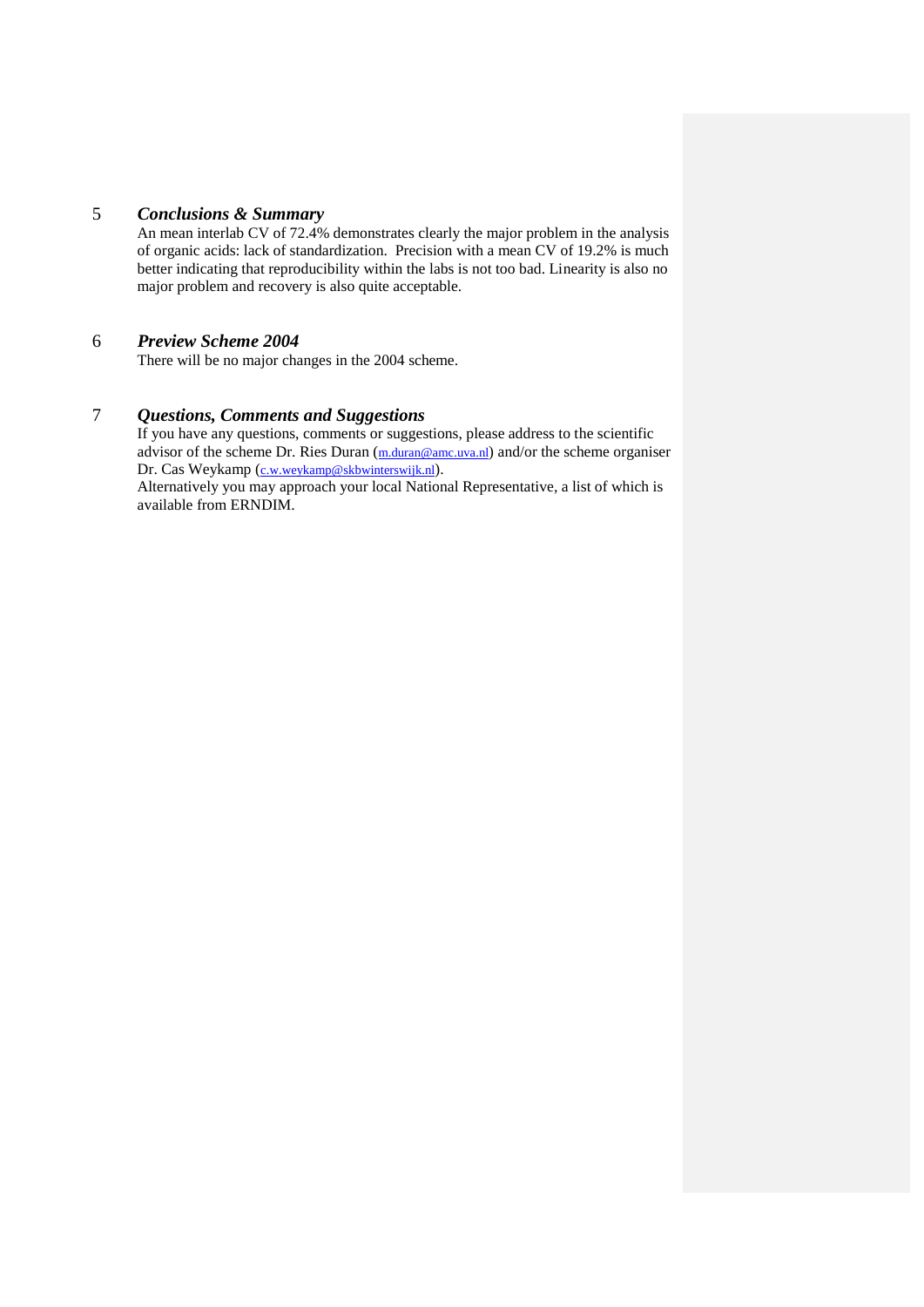## 5 *Conclusions & Summary*

An mean interlab CV of 72.4% demonstrates clearly the major problem in the analysis of organic acids: lack of standardization. Precision with a mean CV of 19.2% is much better indicating that reproducibility within the labs is not too bad. Linearity is also no major problem and recovery is also quite acceptable.

## 6 *Preview Scheme 2004*

There will be no major changes in the 2004 scheme.

## 7 *Questions, Comments and Suggestions*

If you have any questions, comments or suggestions, please address to the scientific advisor of the scheme Dr. Ries Duran (m.duran@amc.uva.nl) and/or the scheme organiser Dr. Cas Weykamp (c.w.weykamp@skbwinterswijk.nl).
Alternatively you may approach your local National Representative, a list of which is available from ERNDIM.